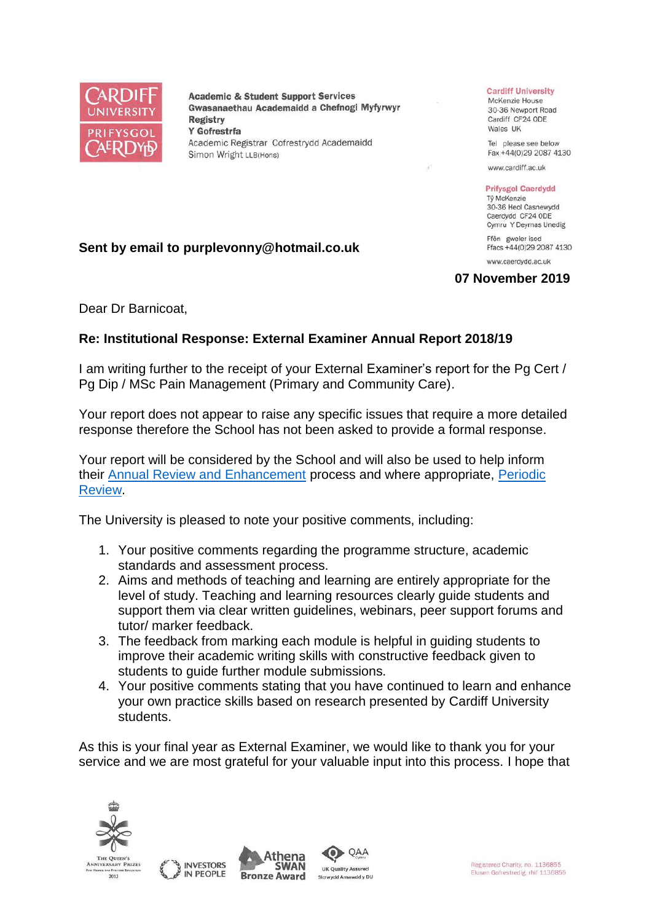**Academic & Student Support Services**
**Gwasanaethau Academaidd a Chefnogi Myfyrwyr**
**Registry**
**Y Gofrestrfa**
Academic Registrar Cofrestrydd Academaidd
Simon Wright LLB(Hons)

**Cardiff University**
McKenzie House
30-36 Newport Road
Cardiff CF24 0DE
Wales UK

Tel please see below
Fax +44(0)29 2087 4130

www.cardiff.ac.uk

**Prifysgol Caerdydd**
Tŷ McKenzie
30-36 Heol Casnewydd
Caerdydd CF24 0DE
Cymru Y Deyrnas Unedig

Ffôn gweler isod
Ffacs +44(0)29 2087 4130

www.caerdydd.ac.uk

**Sent by email to purplevonny@hotmail.co.uk**

**07 November 2019**

Dear Dr Barnicoat,

**Re: Institutional Response: External Examiner Annual Report 2018/19**

I am writing further to the receipt of your External Examiner's report for the Pg Cert / Pg Dip / MSc Pain Management (Primary and Community Care).

Your report does not appear to raise any specific issues that require a more detailed response therefore the School has not been asked to provide a formal response.

Your report will be considered by the School and will also be used to help inform their [Annual Review and Enhancement] process and where appropriate, [Periodic Review].

The University is pleased to note your positive comments, including:

1. Your positive comments regarding the programme structure, academic standards and assessment process.
2. Aims and methods of teaching and learning are entirely appropriate for the level of study. Teaching and learning resources clearly guide students and support them via clear written guidelines, webinars, peer support forums and tutor/ marker feedback.
3. The feedback from marking each module is helpful in guiding students to improve their academic writing skills with constructive feedback given to students to guide further module submissions.
4. Your positive comments stating that you have continued to learn and enhance your own practice skills based on research presented by Cardiff University students.

As this is your final year as External Examiner, we would like to thank you for your service and we are most grateful for your valuable input into this process. I hope that

Registered Charity, no. 1136855
Elusen Gofrestredig, rhif 1136855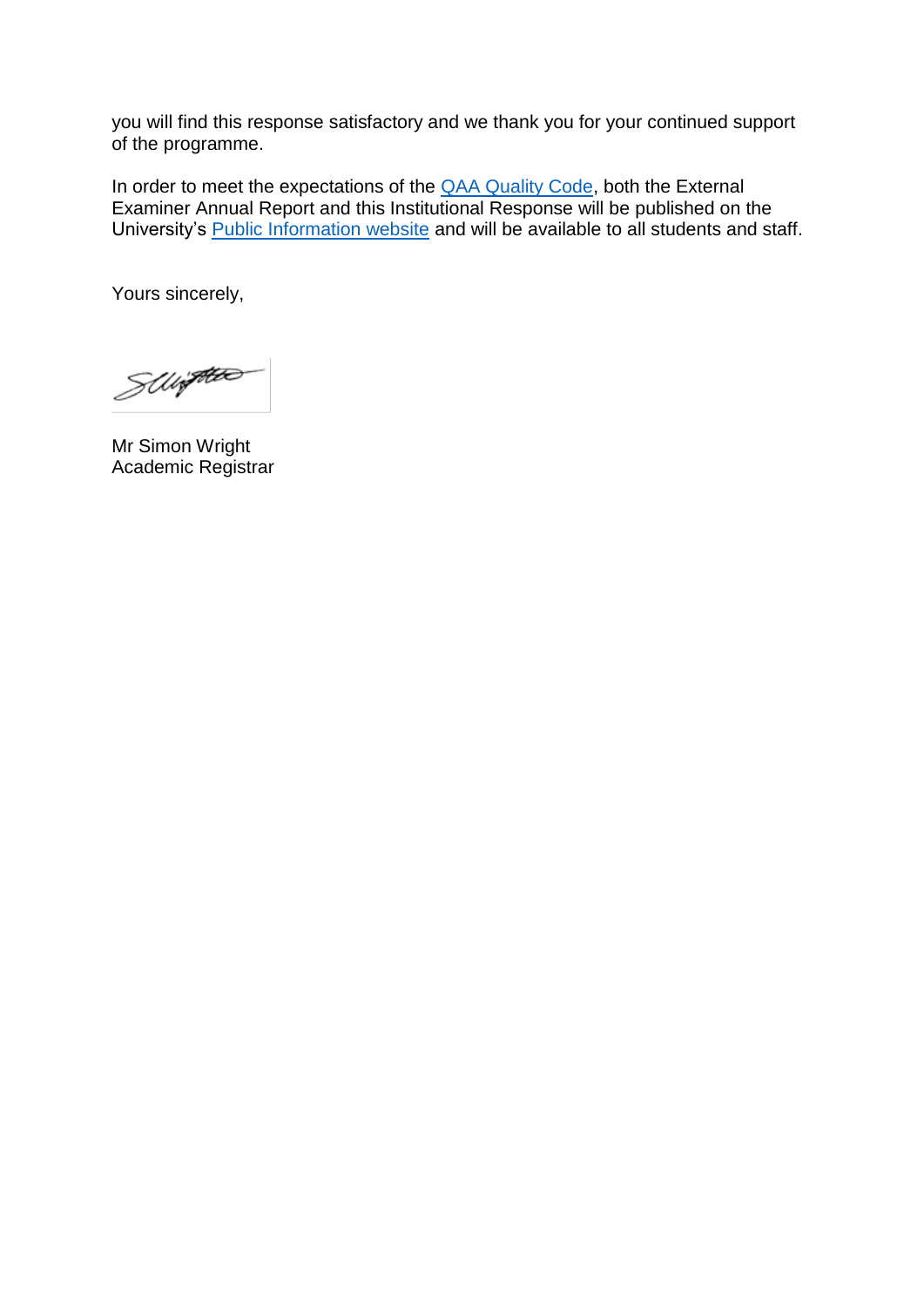you will find this response satisfactory and we thank you for your continued support of the programme.

In order to meet the expectations of the QAA Quality Code, both the External Examiner Annual Report and this Institutional Response will be published on the University's Public Information website and will be available to all students and staff.

Yours sincerely,

Mr Simon Wright
Academic Registrar